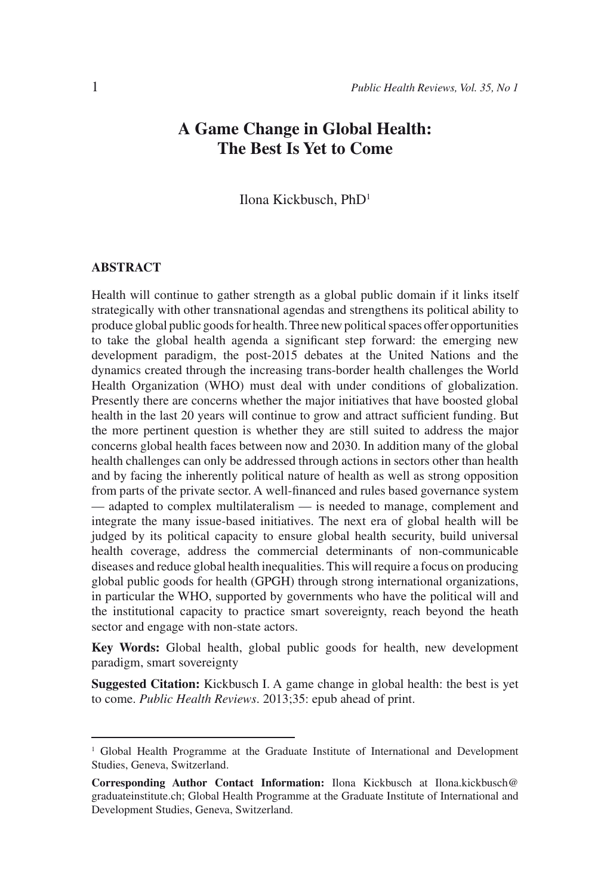# A Game Change in Global Health: The Best Is Yet to Come

Ilona Kickbusch, PhD[1]

## ABSTRACT

Health will continue to gather strength as a global public domain if it links itself strategically with other transnational agendas and strengthens its political ability to produce global public goods for health. Three new political spaces offer opportunities to take the global health agenda a significant step forward: the emerging new development paradigm, the post-2015 debates at the United Nations and the dynamics created through the increasing trans-border health challenges the World Health Organization (WHO) must deal with under conditions of globalization. Presently there are concerns whether the major initiatives that have boosted global health in the last 20 years will continue to grow and attract sufficient funding. But the more pertinent question is whether they are still suited to address the major concerns global health faces between now and 2030. In addition many of the global health challenges can only be addressed through actions in sectors other than health and by facing the inherently political nature of health as well as strong opposition from parts of the private sector. A well-financed and rules based governance system — adapted to complex multilateralism — is needed to manage, complement and integrate the many issue-based initiatives. The next era of global health will be judged by its political capacity to ensure global health security, build universal health coverage, address the commercial determinants of non-communicable diseases and reduce global health inequalities. This will require a focus on producing global public goods for health (GPGH) through strong international organizations, in particular the WHO, supported by governments who have the political will and the institutional capacity to practice smart sovereignty, reach beyond the heath sector and engage with non-state actors.

**Key Words:** Global health, global public goods for health, new development paradigm, smart sovereignty

**Suggested Citation:** Kickbusch I. A game change in global health: the best is yet to come. *Public Health Reviews*. 2013;35: epub ahead of print.

---

[1] Global Health Programme at the Graduate Institute of International and Development Studies, Geneva, Switzerland.

**Corresponding Author Contact Information:** Ilona Kickbusch at Ilona.kickbusch@graduateinstitute.ch; Global Health Programme at the Graduate Institute of International and Development Studies, Geneva, Switzerland.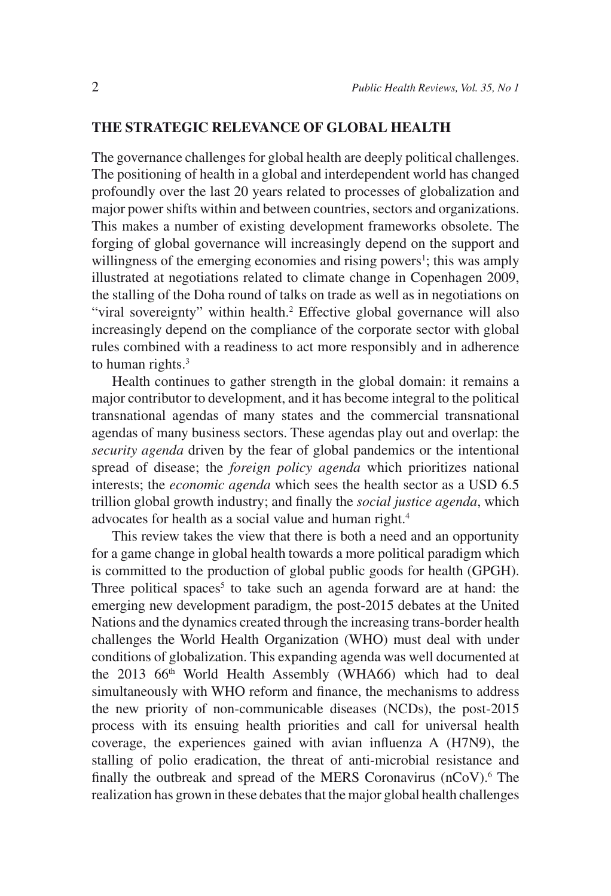## THE STRATEGIC RELEVANCE OF GLOBAL HEALTH

The governance challenges for global health are deeply political challenges. The positioning of health in a global and interdependent world has changed profoundly over the last 20 years related to processes of globalization and major power shifts within and between countries, sectors and organizations. This makes a number of existing development frameworks obsolete. The forging of global governance will increasingly depend on the support and willingness of the emerging economies and rising powers[1]; this was amply illustrated at negotiations related to climate change in Copenhagen 2009, the stalling of the Doha round of talks on trade as well as in negotiations on "viral sovereignty" within health.[2] Effective global governance will also increasingly depend on the compliance of the corporate sector with global rules combined with a readiness to act more responsibly and in adherence to human rights.[3]

Health continues to gather strength in the global domain: it remains a major contributor to development, and it has become integral to the political transnational agendas of many states and the commercial transnational agendas of many business sectors. These agendas play out and overlap: the *security agenda* driven by the fear of global pandemics or the intentional spread of disease; the *foreign policy agenda* which prioritizes national interests; the *economic agenda* which sees the health sector as a USD 6.5 trillion global growth industry; and finally the *social justice agenda*, which advocates for health as a social value and human right.[4]

This review takes the view that there is both a need and an opportunity for a game change in global health towards a more political paradigm which is committed to the production of global public goods for health (GPGH). Three political spaces[5] to take such an agenda forward are at hand: the emerging new development paradigm, the post-2015 debates at the United Nations and the dynamics created through the increasing trans-border health challenges the World Health Organization (WHO) must deal with under conditions of globalization. This expanding agenda was well documented at the 2013 66th World Health Assembly (WHA66) which had to deal simultaneously with WHO reform and finance, the mechanisms to address the new priority of non-communicable diseases (NCDs), the post-2015 process with its ensuing health priorities and call for universal health coverage, the experiences gained with avian influenza A (H7N9), the stalling of polio eradication, the threat of anti-microbial resistance and finally the outbreak and spread of the MERS Coronavirus (nCoV).[6] The realization has grown in these debates that the major global health challenges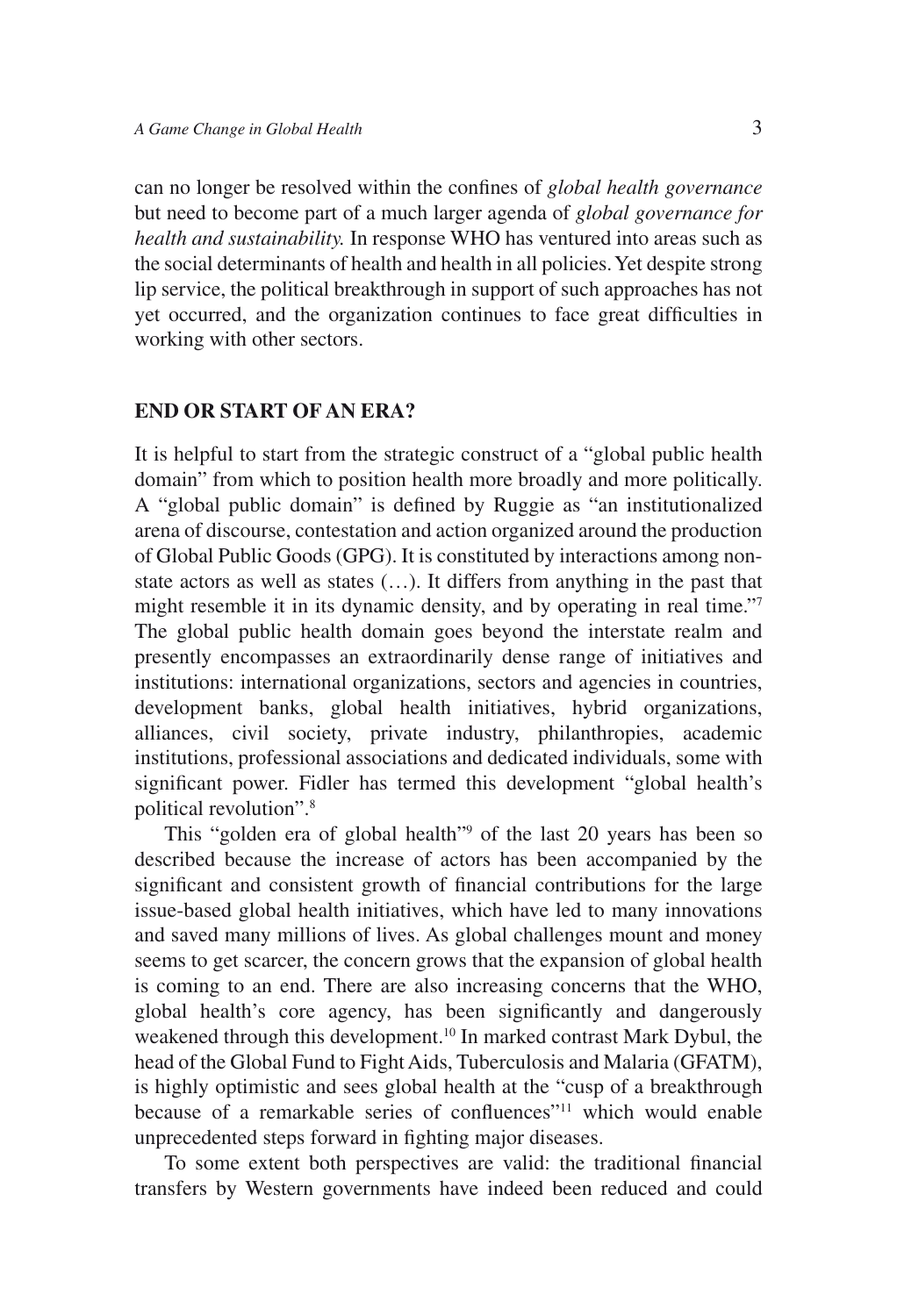can no longer be resolved within the confines of *global health governance* but need to become part of a much larger agenda of *global governance for health and sustainability.* In response WHO has ventured into areas such as the social determinants of health and health in all policies. Yet despite strong lip service, the political breakthrough in support of such approaches has not yet occurred, and the organization continues to face great difficulties in working with other sectors.

## END OR START OF AN ERA?

It is helpful to start from the strategic construct of a "global public health domain" from which to position health more broadly and more politically. A "global public domain" is defined by Ruggie as "an institutionalized arena of discourse, contestation and action organized around the production of Global Public Goods (GPG). It is constituted by interactions among non-state actors as well as states (…). It differs from anything in the past that might resemble it in its dynamic density, and by operating in real time."[7] The global public health domain goes beyond the interstate realm and presently encompasses an extraordinarily dense range of initiatives and institutions: international organizations, sectors and agencies in countries, development banks, global health initiatives, hybrid organizations, alliances, civil society, private industry, philanthropies, academic institutions, professional associations and dedicated individuals, some with significant power. Fidler has termed this development "global health's political revolution".[8]

This "golden era of global health"[9] of the last 20 years has been so described because the increase of actors has been accompanied by the significant and consistent growth of financial contributions for the large issue-based global health initiatives, which have led to many innovations and saved many millions of lives. As global challenges mount and money seems to get scarcer, the concern grows that the expansion of global health is coming to an end. There are also increasing concerns that the WHO, global health's core agency, has been significantly and dangerously weakened through this development.[10] In marked contrast Mark Dybul, the head of the Global Fund to Fight Aids, Tuberculosis and Malaria (GFATM), is highly optimistic and sees global health at the "cusp of a breakthrough because of a remarkable series of confluences"[11] which would enable unprecedented steps forward in fighting major diseases.

To some extent both perspectives are valid: the traditional financial transfers by Western governments have indeed been reduced and could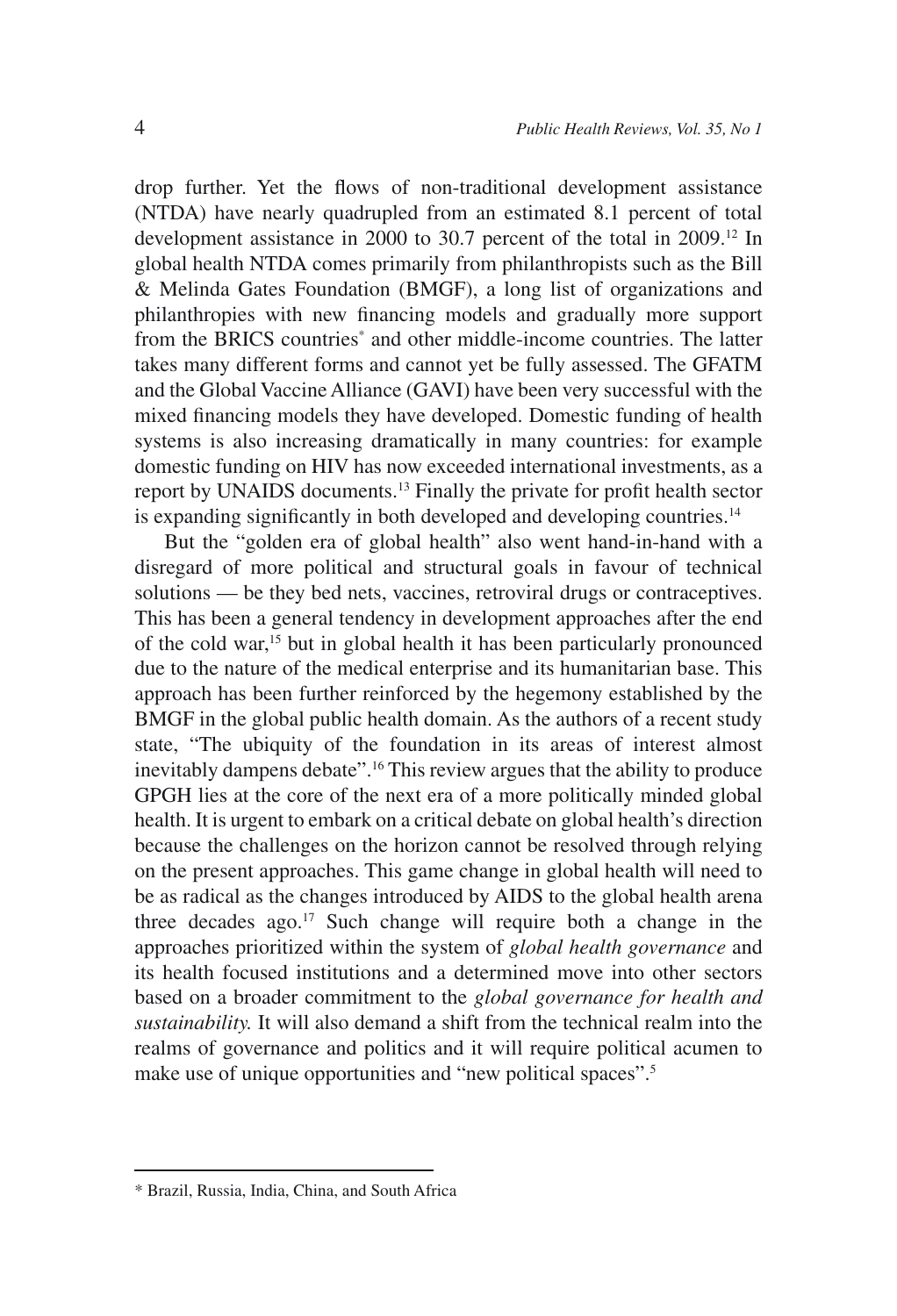drop further. Yet the flows of non-traditional development assistance (NTDA) have nearly quadrupled from an estimated 8.1 percent of total development assistance in 2000 to 30.7 percent of the total in 2009.[12] In global health NTDA comes primarily from philanthropists such as the Bill & Melinda Gates Foundation (BMGF), a long list of organizations and philanthropies with new financing models and gradually more support from the BRICS countries* and other middle-income countries. The latter takes many different forms and cannot yet be fully assessed. The GFATM and the Global Vaccine Alliance (GAVI) have been very successful with the mixed financing models they have developed. Domestic funding of health systems is also increasing dramatically in many countries: for example domestic funding on HIV has now exceeded international investments, as a report by UNAIDS documents.[13] Finally the private for profit health sector is expanding significantly in both developed and developing countries.[14]

But the "golden era of global health" also went hand-in-hand with a disregard of more political and structural goals in favour of technical solutions — be they bed nets, vaccines, retroviral drugs or contraceptives. This has been a general tendency in development approaches after the end of the cold war,[15] but in global health it has been particularly pronounced due to the nature of the medical enterprise and its humanitarian base. This approach has been further reinforced by the hegemony established by the BMGF in the global public health domain. As the authors of a recent study state, "The ubiquity of the foundation in its areas of interest almost inevitably dampens debate".[16] This review argues that the ability to produce GPGH lies at the core of the next era of a more politically minded global health. It is urgent to embark on a critical debate on global health's direction because the challenges on the horizon cannot be resolved through relying on the present approaches. This game change in global health will need to be as radical as the changes introduced by AIDS to the global health arena three decades ago.[17] Such change will require both a change in the approaches prioritized within the system of *global health governance* and its health focused institutions and a determined move into other sectors based on a broader commitment to the *global governance for health and sustainability.* It will also demand a shift from the technical realm into the realms of governance and politics and it will require political acumen to make use of unique opportunities and "new political spaces".[5]

---

* Brazil, Russia, India, China, and South Africa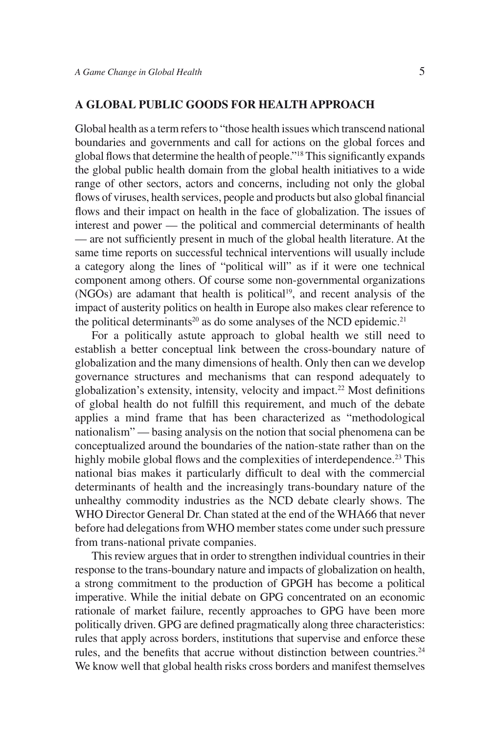## A GLOBAL PUBLIC GOODS FOR HEALTH APPROACH

Global health as a term refers to "those health issues which transcend national boundaries and governments and call for actions on the global forces and global flows that determine the health of people."[18] This significantly expands the global public health domain from the global health initiatives to a wide range of other sectors, actors and concerns, including not only the global flows of viruses, health services, people and products but also global financial flows and their impact on health in the face of globalization. The issues of interest and power — the political and commercial determinants of health — are not sufficiently present in much of the global health literature. At the same time reports on successful technical interventions will usually include a category along the lines of "political will" as if it were one technical component among others. Of course some non-governmental organizations (NGOs) are adamant that health is political[19], and recent analysis of the impact of austerity politics on health in Europe also makes clear reference to the political determinants[20] as do some analyses of the NCD epidemic.[21]

For a politically astute approach to global health we still need to establish a better conceptual link between the cross-boundary nature of globalization and the many dimensions of health. Only then can we develop governance structures and mechanisms that can respond adequately to globalization's extensity, intensity, velocity and impact.[22] Most definitions of global health do not fulfill this requirement, and much of the debate applies a mind frame that has been characterized as "methodological nationalism" — basing analysis on the notion that social phenomena can be conceptualized around the boundaries of the nation-state rather than on the highly mobile global flows and the complexities of interdependence.[23] This national bias makes it particularly difficult to deal with the commercial determinants of health and the increasingly trans-boundary nature of the unhealthy commodity industries as the NCD debate clearly shows. The WHO Director General Dr. Chan stated at the end of the WHA66 that never before had delegations from WHO member states come under such pressure from trans-national private companies.

This review argues that in order to strengthen individual countries in their response to the trans-boundary nature and impacts of globalization on health, a strong commitment to the production of GPGH has become a political imperative. While the initial debate on GPG concentrated on an economic rationale of market failure, recently approaches to GPG have been more politically driven. GPG are defined pragmatically along three characteristics: rules that apply across borders, institutions that supervise and enforce these rules, and the benefits that accrue without distinction between countries.[24] We know well that global health risks cross borders and manifest themselves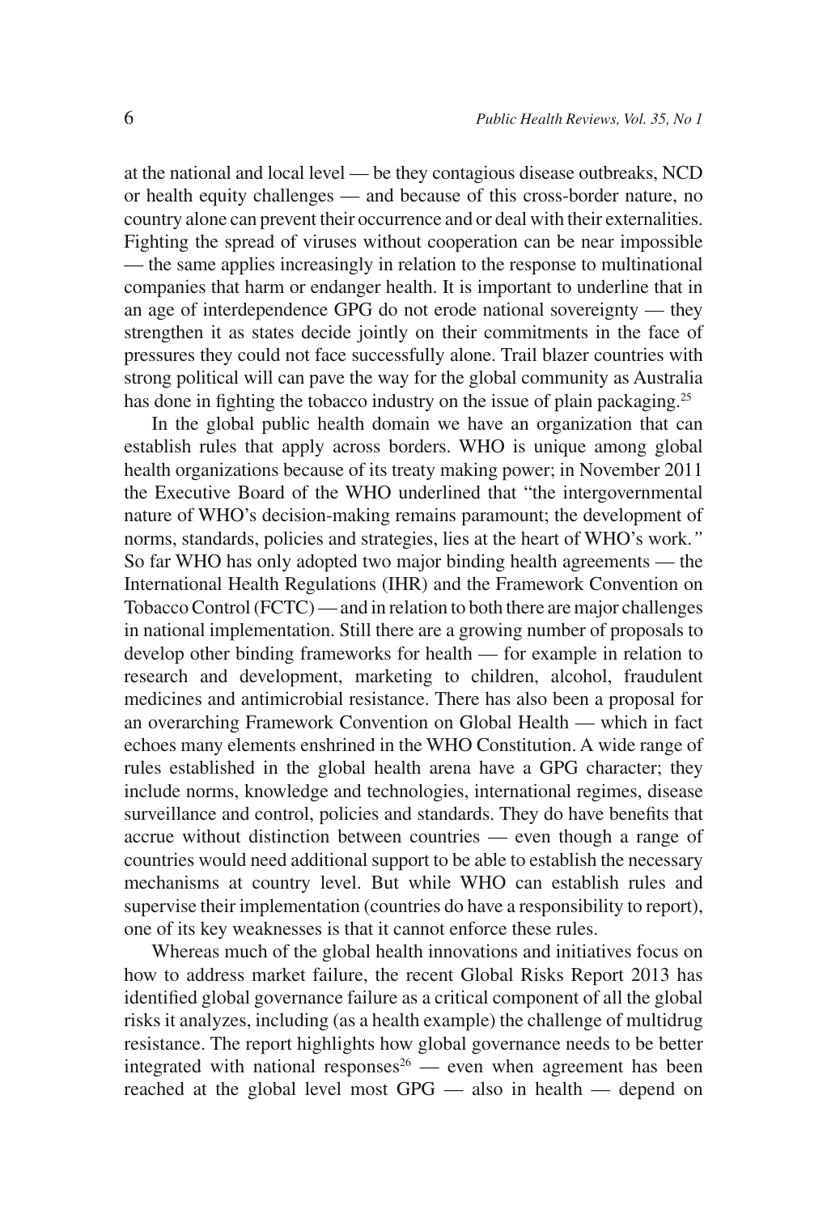at the national and local level — be they contagious disease outbreaks, NCD or health equity challenges — and because of this cross-border nature, no country alone can prevent their occurrence and or deal with their externalities. Fighting the spread of viruses without cooperation can be near impossible — the same applies increasingly in relation to the response to multinational companies that harm or endanger health. It is important to underline that in an age of interdependence GPG do not erode national sovereignty — they strengthen it as states decide jointly on their commitments in the face of pressures they could not face successfully alone. Trail blazer countries with strong political will can pave the way for the global community as Australia has done in fighting the tobacco industry on the issue of plain packaging.[25]

In the global public health domain we have an organization that can establish rules that apply across borders. WHO is unique among global health organizations because of its treaty making power; in November 2011 the Executive Board of the WHO underlined that "the intergovernmental nature of WHO's decision-making remains paramount; the development of norms, standards, policies and strategies, lies at the heart of WHO's work." So far WHO has only adopted two major binding health agreements — the International Health Regulations (IHR) and the Framework Convention on Tobacco Control (FCTC) — and in relation to both there are major challenges in national implementation. Still there are a growing number of proposals to develop other binding frameworks for health — for example in relation to research and development, marketing to children, alcohol, fraudulent medicines and antimicrobial resistance. There has also been a proposal for an overarching Framework Convention on Global Health — which in fact echoes many elements enshrined in the WHO Constitution. A wide range of rules established in the global health arena have a GPG character; they include norms, knowledge and technologies, international regimes, disease surveillance and control, policies and standards. They do have benefits that accrue without distinction between countries — even though a range of countries would need additional support to be able to establish the necessary mechanisms at country level. But while WHO can establish rules and supervise their implementation (countries do have a responsibility to report), one of its key weaknesses is that it cannot enforce these rules.

Whereas much of the global health innovations and initiatives focus on how to address market failure, the recent Global Risks Report 2013 has identified global governance failure as a critical component of all the global risks it analyzes, including (as a health example) the challenge of multidrug resistance. The report highlights how global governance needs to be better integrated with national responses[26] — even when agreement has been reached at the global level most GPG — also in health — depend on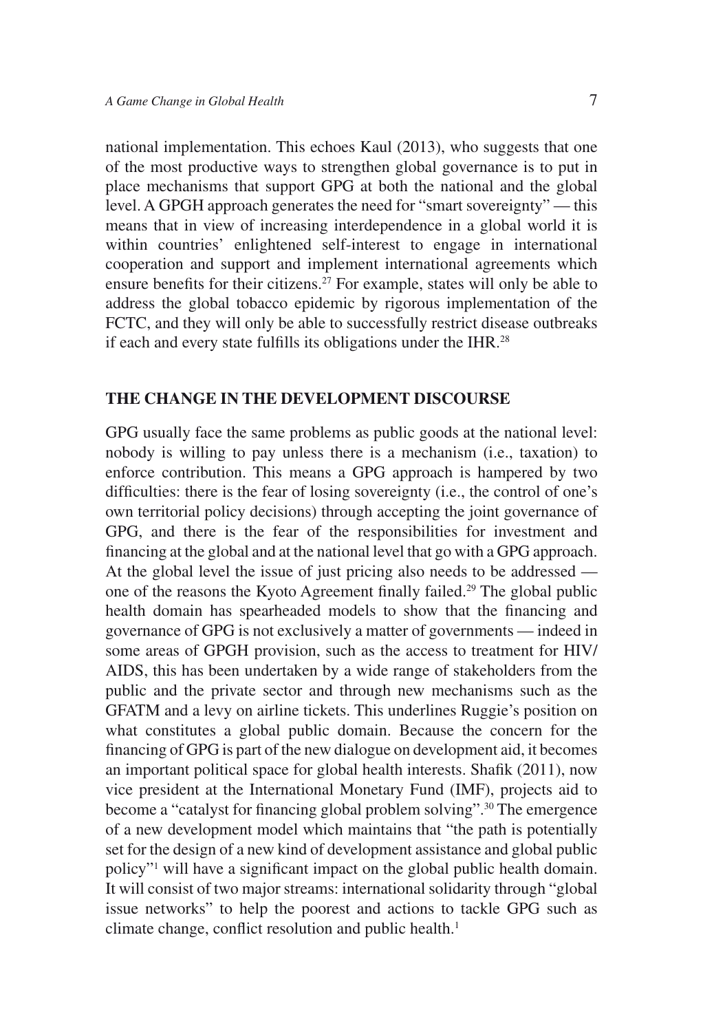national implementation. This echoes Kaul (2013), who suggests that one of the most productive ways to strengthen global governance is to put in place mechanisms that support GPG at both the national and the global level. A GPGH approach generates the need for "smart sovereignty" — this means that in view of increasing interdependence in a global world it is within countries' enlightened self-interest to engage in international cooperation and support and implement international agreements which ensure benefits for their citizens.[27] For example, states will only be able to address the global tobacco epidemic by rigorous implementation of the FCTC, and they will only be able to successfully restrict disease outbreaks if each and every state fulfills its obligations under the IHR.[28]

## THE CHANGE IN THE DEVELOPMENT DISCOURSE

GPG usually face the same problems as public goods at the national level: nobody is willing to pay unless there is a mechanism (i.e., taxation) to enforce contribution. This means a GPG approach is hampered by two difficulties: there is the fear of losing sovereignty (i.e., the control of one's own territorial policy decisions) through accepting the joint governance of GPG, and there is the fear of the responsibilities for investment and financing at the global and at the national level that go with a GPG approach. At the global level the issue of just pricing also needs to be addressed — one of the reasons the Kyoto Agreement finally failed.[29] The global public health domain has spearheaded models to show that the financing and governance of GPG is not exclusively a matter of governments — indeed in some areas of GPGH provision, such as the access to treatment for HIV/AIDS, this has been undertaken by a wide range of stakeholders from the public and the private sector and through new mechanisms such as the GFATM and a levy on airline tickets. This underlines Ruggie's position on what constitutes a global public domain. Because the concern for the financing of GPG is part of the new dialogue on development aid, it becomes an important political space for global health interests. Shafik (2011), now vice president at the International Monetary Fund (IMF), projects aid to become a "catalyst for financing global problem solving".[30] The emergence of a new development model which maintains that "the path is potentially set for the design of a new kind of development assistance and global public policy"[1] will have a significant impact on the global public health domain. It will consist of two major streams: international solidarity through "global issue networks" to help the poorest and actions to tackle GPG such as climate change, conflict resolution and public health.[1]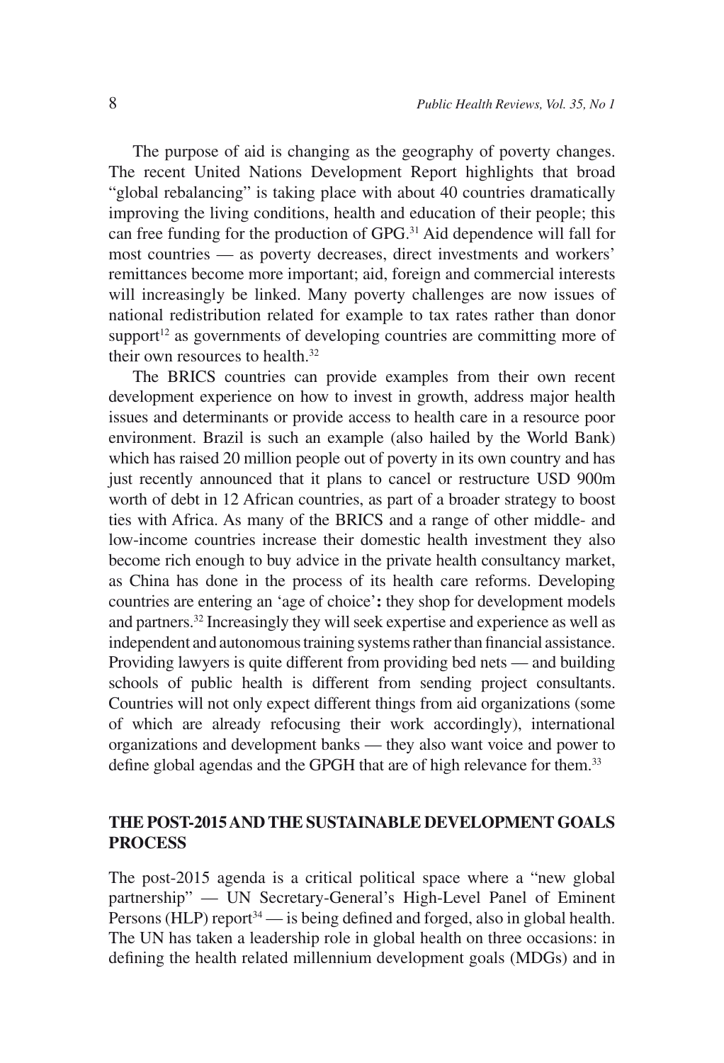The purpose of aid is changing as the geography of poverty changes. The recent United Nations Development Report highlights that broad "global rebalancing" is taking place with about 40 countries dramatically improving the living conditions, health and education of their people; this can free funding for the production of GPG.[31] Aid dependence will fall for most countries — as poverty decreases, direct investments and workers' remittances become more important; aid, foreign and commercial interests will increasingly be linked. Many poverty challenges are now issues of national redistribution related for example to tax rates rather than donor support[12] as governments of developing countries are committing more of their own resources to health.[32]

The BRICS countries can provide examples from their own recent development experience on how to invest in growth, address major health issues and determinants or provide access to health care in a resource poor environment. Brazil is such an example (also hailed by the World Bank) which has raised 20 million people out of poverty in its own country and has just recently announced that it plans to cancel or restructure USD 900m worth of debt in 12 African countries, as part of a broader strategy to boost ties with Africa. As many of the BRICS and a range of other middle- and low-income countries increase their domestic health investment they also become rich enough to buy advice in the private health consultancy market, as China has done in the process of its health care reforms. Developing countries are entering an 'age of choice'**:** they shop for development models and partners.[32] Increasingly they will seek expertise and experience as well as independent and autonomous training systems rather than financial assistance. Providing lawyers is quite different from providing bed nets — and building schools of public health is different from sending project consultants. Countries will not only expect different things from aid organizations (some of which are already refocusing their work accordingly), international organizations and development banks — they also want voice and power to define global agendas and the GPGH that are of high relevance for them.[33]

## THE POST-2015 AND THE SUSTAINABLE DEVELOPMENT GOALS PROCESS

The post-2015 agenda is a critical political space where a "new global partnership" — UN Secretary-General's High-Level Panel of Eminent Persons (HLP) report[34] — is being defined and forged, also in global health. The UN has taken a leadership role in global health on three occasions: in defining the health related millennium development goals (MDGs) and in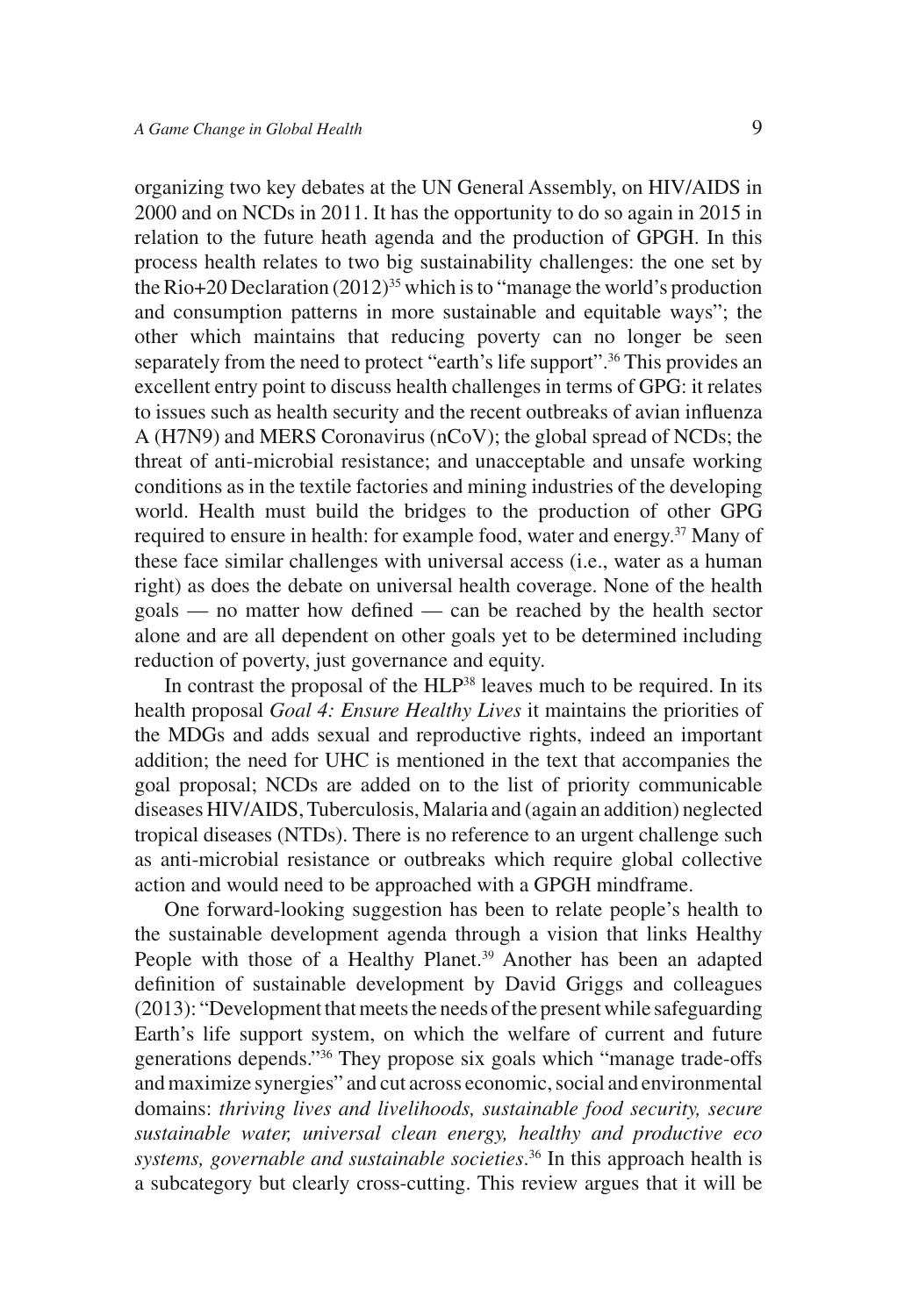organizing two key debates at the UN General Assembly, on HIV/AIDS in 2000 and on NCDs in 2011. It has the opportunity to do so again in 2015 in relation to the future heath agenda and the production of GPGH. In this process health relates to two big sustainability challenges: the one set by the Rio+20 Declaration (2012)[35] which is to "manage the world's production and consumption patterns in more sustainable and equitable ways"; the other which maintains that reducing poverty can no longer be seen separately from the need to protect "earth's life support".[36] This provides an excellent entry point to discuss health challenges in terms of GPG: it relates to issues such as health security and the recent outbreaks of avian influenza A (H7N9) and MERS Coronavirus (nCoV); the global spread of NCDs; the threat of anti-microbial resistance; and unacceptable and unsafe working conditions as in the textile factories and mining industries of the developing world. Health must build the bridges to the production of other GPG required to ensure in health: for example food, water and energy.[37] Many of these face similar challenges with universal access (i.e., water as a human right) as does the debate on universal health coverage. None of the health goals — no matter how defined — can be reached by the health sector alone and are all dependent on other goals yet to be determined including reduction of poverty, just governance and equity.

In contrast the proposal of the HLP[38] leaves much to be required. In its health proposal *Goal 4: Ensure Healthy Lives* it maintains the priorities of the MDGs and adds sexual and reproductive rights, indeed an important addition; the need for UHC is mentioned in the text that accompanies the goal proposal; NCDs are added on to the list of priority communicable diseases HIV/AIDS, Tuberculosis, Malaria and (again an addition) neglected tropical diseases (NTDs). There is no reference to an urgent challenge such as anti-microbial resistance or outbreaks which require global collective action and would need to be approached with a GPGH mindframe.

One forward-looking suggestion has been to relate people's health to the sustainable development agenda through a vision that links Healthy People with those of a Healthy Planet.[39] Another has been an adapted definition of sustainable development by David Griggs and colleagues (2013): "Development that meets the needs of the present while safeguarding Earth's life support system, on which the welfare of current and future generations depends."[36] They propose six goals which "manage trade-offs and maximize synergies" and cut across economic, social and environmental domains: *thriving lives and livelihoods, sustainable food security, secure sustainable water, universal clean energy, healthy and productive eco systems, governable and sustainable societies*.[36] In this approach health is a subcategory but clearly cross-cutting. This review argues that it will be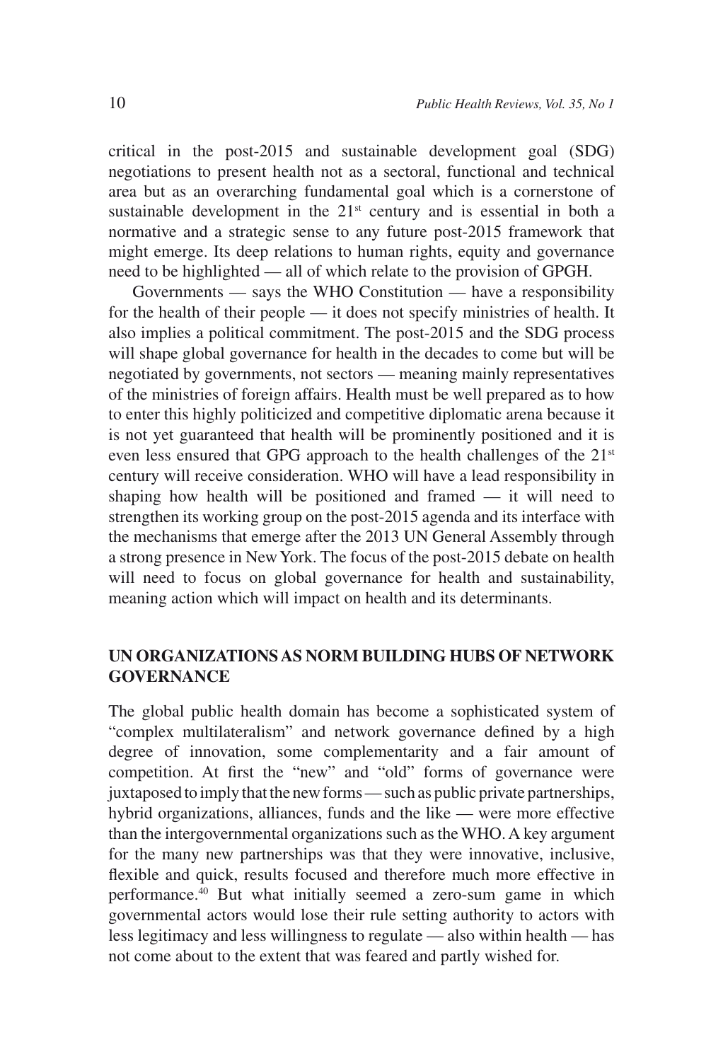critical in the post-2015 and sustainable development goal (SDG) negotiations to present health not as a sectoral, functional and technical area but as an overarching fundamental goal which is a cornerstone of sustainable development in the 21st century and is essential in both a normative and a strategic sense to any future post-2015 framework that might emerge. Its deep relations to human rights, equity and governance need to be highlighted — all of which relate to the provision of GPGH.

Governments — says the WHO Constitution — have a responsibility for the health of their people — it does not specify ministries of health. It also implies a political commitment. The post-2015 and the SDG process will shape global governance for health in the decades to come but will be negotiated by governments, not sectors — meaning mainly representatives of the ministries of foreign affairs. Health must be well prepared as to how to enter this highly politicized and competitive diplomatic arena because it is not yet guaranteed that health will be prominently positioned and it is even less ensured that GPG approach to the health challenges of the 21st century will receive consideration. WHO will have a lead responsibility in shaping how health will be positioned and framed — it will need to strengthen its working group on the post-2015 agenda and its interface with the mechanisms that emerge after the 2013 UN General Assembly through a strong presence in New York. The focus of the post-2015 debate on health will need to focus on global governance for health and sustainability, meaning action which will impact on health and its determinants.

## UN ORGANIZATIONS AS NORM BUILDING HUBS OF NETWORK GOVERNANCE

The global public health domain has become a sophisticated system of "complex multilateralism" and network governance defined by a high degree of innovation, some complementarity and a fair amount of competition. At first the "new" and "old" forms of governance were juxtaposed to imply that the new forms — such as public private partnerships, hybrid organizations, alliances, funds and the like — were more effective than the intergovernmental organizations such as the WHO. A key argument for the many new partnerships was that they were innovative, inclusive, flexible and quick, results focused and therefore much more effective in performance.[40] But what initially seemed a zero-sum game in which governmental actors would lose their rule setting authority to actors with less legitimacy and less willingness to regulate — also within health — has not come about to the extent that was feared and partly wished for.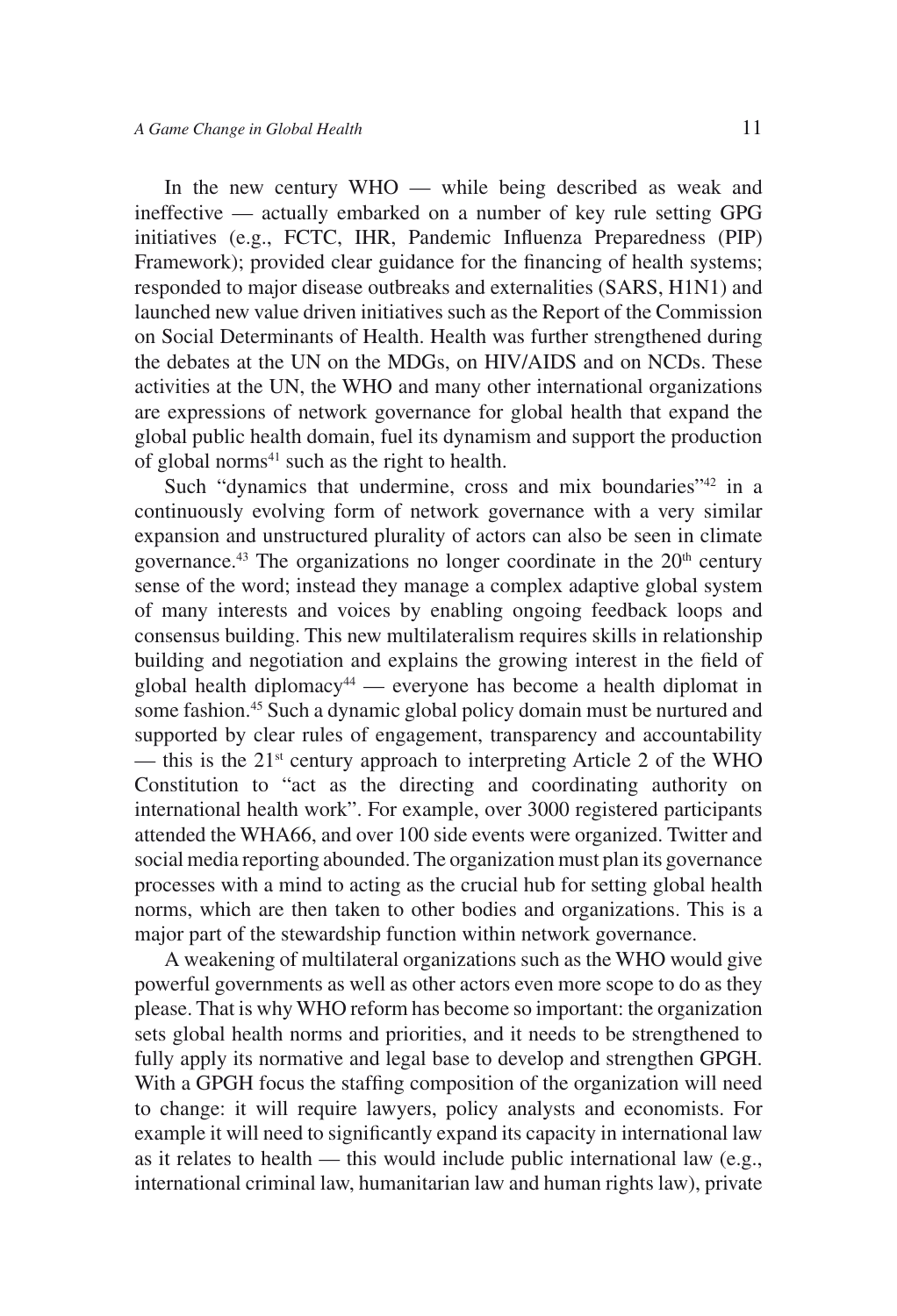In the new century WHO — while being described as weak and ineffective — actually embarked on a number of key rule setting GPG initiatives (e.g., FCTC, IHR, Pandemic Influenza Preparedness (PIP) Framework); provided clear guidance for the financing of health systems; responded to major disease outbreaks and externalities (SARS, H1N1) and launched new value driven initiatives such as the Report of the Commission on Social Determinants of Health. Health was further strengthened during the debates at the UN on the MDGs, on HIV/AIDS and on NCDs. These activities at the UN, the WHO and many other international organizations are expressions of network governance for global health that expand the global public health domain, fuel its dynamism and support the production of global norms[41] such as the right to health.

Such "dynamics that undermine, cross and mix boundaries"[42] in a continuously evolving form of network governance with a very similar expansion and unstructured plurality of actors can also be seen in climate governance.[43] The organizations no longer coordinate in the 20th century sense of the word; instead they manage a complex adaptive global system of many interests and voices by enabling ongoing feedback loops and consensus building. This new multilateralism requires skills in relationship building and negotiation and explains the growing interest in the field of global health diplomacy[44] — everyone has become a health diplomat in some fashion.[45] Such a dynamic global policy domain must be nurtured and supported by clear rules of engagement, transparency and accountability — this is the 21st century approach to interpreting Article 2 of the WHO Constitution to "act as the directing and coordinating authority on international health work". For example, over 3000 registered participants attended the WHA66, and over 100 side events were organized. Twitter and social media reporting abounded. The organization must plan its governance processes with a mind to acting as the crucial hub for setting global health norms, which are then taken to other bodies and organizations. This is a major part of the stewardship function within network governance.

A weakening of multilateral organizations such as the WHO would give powerful governments as well as other actors even more scope to do as they please. That is why WHO reform has become so important: the organization sets global health norms and priorities, and it needs to be strengthened to fully apply its normative and legal base to develop and strengthen GPGH. With a GPGH focus the staffing composition of the organization will need to change: it will require lawyers, policy analysts and economists. For example it will need to significantly expand its capacity in international law as it relates to health — this would include public international law (e.g., international criminal law, humanitarian law and human rights law), private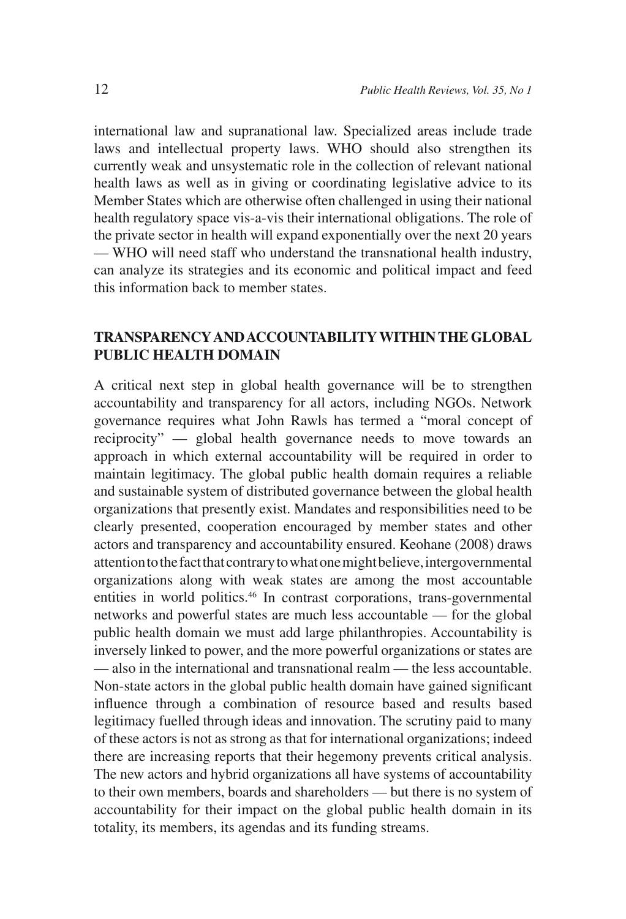international law and supranational law. Specialized areas include trade laws and intellectual property laws. WHO should also strengthen its currently weak and unsystematic role in the collection of relevant national health laws as well as in giving or coordinating legislative advice to its Member States which are otherwise often challenged in using their national health regulatory space vis-a-vis their international obligations. The role of the private sector in health will expand exponentially over the next 20 years — WHO will need staff who understand the transnational health industry, can analyze its strategies and its economic and political impact and feed this information back to member states.

## TRANSPARENCY AND ACCOUNTABILITY WITHIN THE GLOBAL PUBLIC HEALTH DOMAIN

A critical next step in global health governance will be to strengthen accountability and transparency for all actors, including NGOs. Network governance requires what John Rawls has termed a "moral concept of reciprocity" — global health governance needs to move towards an approach in which external accountability will be required in order to maintain legitimacy. The global public health domain requires a reliable and sustainable system of distributed governance between the global health organizations that presently exist. Mandates and responsibilities need to be clearly presented, cooperation encouraged by member states and other actors and transparency and accountability ensured. Keohane (2008) draws attention to the fact that contrary to what one might believe, intergovernmental organizations along with weak states are among the most accountable entities in world politics.[46] In contrast corporations, trans-governmental networks and powerful states are much less accountable — for the global public health domain we must add large philanthropies. Accountability is inversely linked to power, and the more powerful organizations or states are — also in the international and transnational realm — the less accountable. Non-state actors in the global public health domain have gained significant influence through a combination of resource based and results based legitimacy fuelled through ideas and innovation. The scrutiny paid to many of these actors is not as strong as that for international organizations; indeed there are increasing reports that their hegemony prevents critical analysis. The new actors and hybrid organizations all have systems of accountability to their own members, boards and shareholders — but there is no system of accountability for their impact on the global public health domain in its totality, its members, its agendas and its funding streams.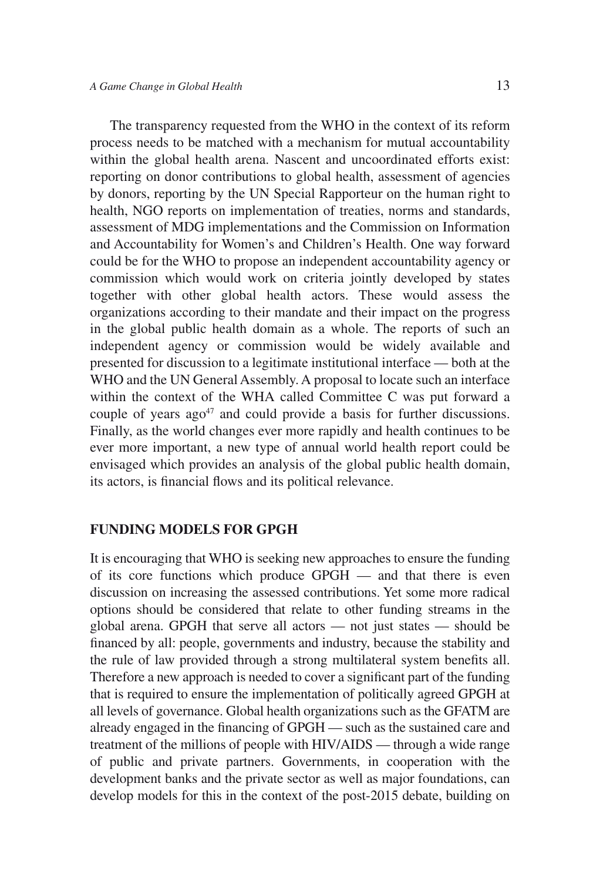The transparency requested from the WHO in the context of its reform process needs to be matched with a mechanism for mutual accountability within the global health arena. Nascent and uncoordinated efforts exist: reporting on donor contributions to global health, assessment of agencies by donors, reporting by the UN Special Rapporteur on the human right to health, NGO reports on implementation of treaties, norms and standards, assessment of MDG implementations and the Commission on Information and Accountability for Women's and Children's Health. One way forward could be for the WHO to propose an independent accountability agency or commission which would work on criteria jointly developed by states together with other global health actors. These would assess the organizations according to their mandate and their impact on the progress in the global public health domain as a whole. The reports of such an independent agency or commission would be widely available and presented for discussion to a legitimate institutional interface — both at the WHO and the UN General Assembly. A proposal to locate such an interface within the context of the WHA called Committee C was put forward a couple of years ago[47] and could provide a basis for further discussions. Finally, as the world changes ever more rapidly and health continues to be ever more important, a new type of annual world health report could be envisaged which provides an analysis of the global public health domain, its actors, is financial flows and its political relevance.

## FUNDING MODELS FOR GPGH

It is encouraging that WHO is seeking new approaches to ensure the funding of its core functions which produce GPGH — and that there is even discussion on increasing the assessed contributions. Yet some more radical options should be considered that relate to other funding streams in the global arena. GPGH that serve all actors — not just states — should be financed by all: people, governments and industry, because the stability and the rule of law provided through a strong multilateral system benefits all. Therefore a new approach is needed to cover a significant part of the funding that is required to ensure the implementation of politically agreed GPGH at all levels of governance. Global health organizations such as the GFATM are already engaged in the financing of GPGH — such as the sustained care and treatment of the millions of people with HIV/AIDS — through a wide range of public and private partners. Governments, in cooperation with the development banks and the private sector as well as major foundations, can develop models for this in the context of the post-2015 debate, building on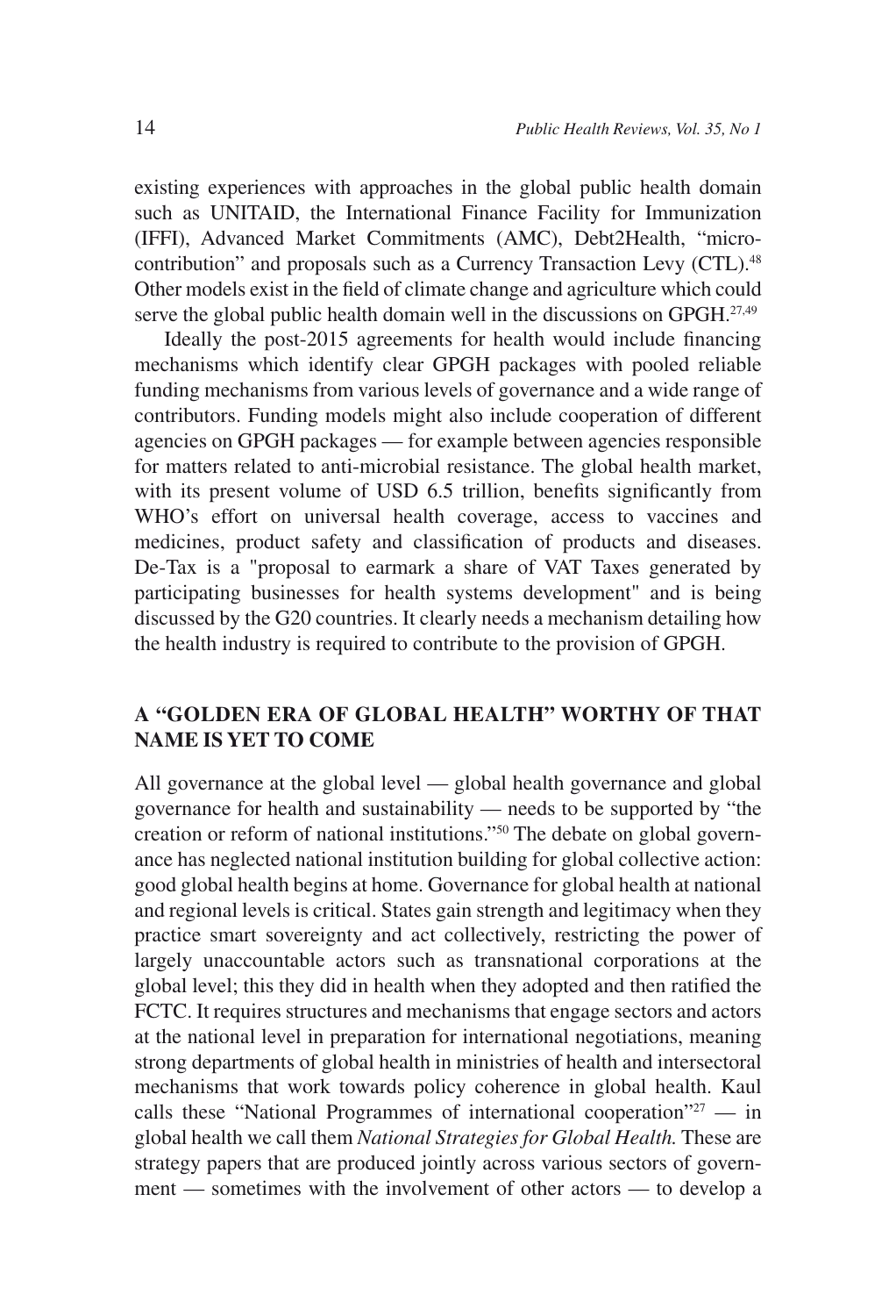existing experiences with approaches in the global public health domain such as UNITAID, the International Finance Facility for Immunization (IFFI), Advanced Market Commitments (AMC), Debt2Health, "micro-contribution" and proposals such as a Currency Transaction Levy (CTL).[48] Other models exist in the field of climate change and agriculture which could serve the global public health domain well in the discussions on GPGH.[27,49]

Ideally the post-2015 agreements for health would include financing mechanisms which identify clear GPGH packages with pooled reliable funding mechanisms from various levels of governance and a wide range of contributors. Funding models might also include cooperation of different agencies on GPGH packages — for example between agencies responsible for matters related to anti-microbial resistance. The global health market, with its present volume of USD 6.5 trillion, benefits significantly from WHO's effort on universal health coverage, access to vaccines and medicines, product safety and classification of products and diseases. De-Tax is a "proposal to earmark a share of VAT Taxes generated by participating businesses for health systems development" and is being discussed by the G20 countries. It clearly needs a mechanism detailing how the health industry is required to contribute to the provision of GPGH.

## A "GOLDEN ERA OF GLOBAL HEALTH" WORTHY OF THAT NAME IS YET TO COME

All governance at the global level — global health governance and global governance for health and sustainability — needs to be supported by "the creation or reform of national institutions."[50] The debate on global governance has neglected national institution building for global collective action: good global health begins at home. Governance for global health at national and regional levels is critical. States gain strength and legitimacy when they practice smart sovereignty and act collectively, restricting the power of largely unaccountable actors such as transnational corporations at the global level; this they did in health when they adopted and then ratified the FCTC. It requires structures and mechanisms that engage sectors and actors at the national level in preparation for international negotiations, meaning strong departments of global health in ministries of health and intersectoral mechanisms that work towards policy coherence in global health. Kaul calls these "National Programmes of international cooperation"[27] — in global health we call them *National Strategies for Global Health.* These are strategy papers that are produced jointly across various sectors of government — sometimes with the involvement of other actors — to develop a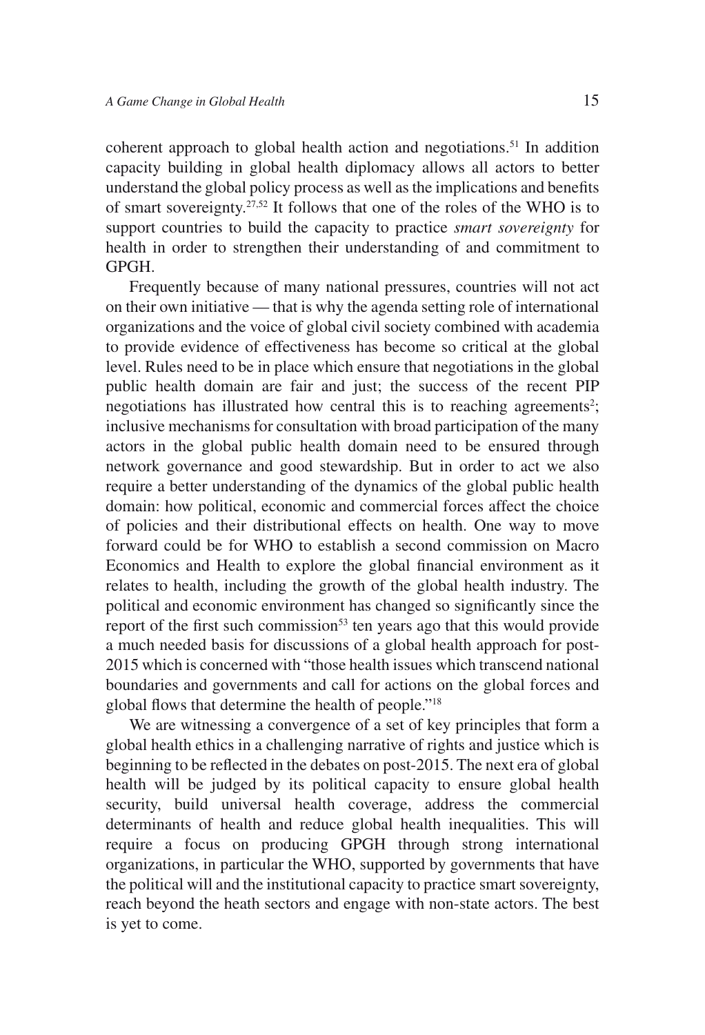coherent approach to global health action and negotiations.[51] In addition capacity building in global health diplomacy allows all actors to better understand the global policy process as well as the implications and benefits of smart sovereignty.[27,52] It follows that one of the roles of the WHO is to support countries to build the capacity to practice *smart sovereignty* for health in order to strengthen their understanding of and commitment to GPGH.

Frequently because of many national pressures, countries will not act on their own initiative — that is why the agenda setting role of international organizations and the voice of global civil society combined with academia to provide evidence of effectiveness has become so critical at the global level. Rules need to be in place which ensure that negotiations in the global public health domain are fair and just; the success of the recent PIP negotiations has illustrated how central this is to reaching agreements[2]; inclusive mechanisms for consultation with broad participation of the many actors in the global public health domain need to be ensured through network governance and good stewardship. But in order to act we also require a better understanding of the dynamics of the global public health domain: how political, economic and commercial forces affect the choice of policies and their distributional effects on health. One way to move forward could be for WHO to establish a second commission on Macro Economics and Health to explore the global financial environment as it relates to health, including the growth of the global health industry. The political and economic environment has changed so significantly since the report of the first such commission[53] ten years ago that this would provide a much needed basis for discussions of a global health approach for post-2015 which is concerned with "those health issues which transcend national boundaries and governments and call for actions on the global forces and global flows that determine the health of people."[18]

We are witnessing a convergence of a set of key principles that form a global health ethics in a challenging narrative of rights and justice which is beginning to be reflected in the debates on post-2015. The next era of global health will be judged by its political capacity to ensure global health security, build universal health coverage, address the commercial determinants of health and reduce global health inequalities. This will require a focus on producing GPGH through strong international organizations, in particular the WHO, supported by governments that have the political will and the institutional capacity to practice smart sovereignty, reach beyond the heath sectors and engage with non-state actors. The best is yet to come.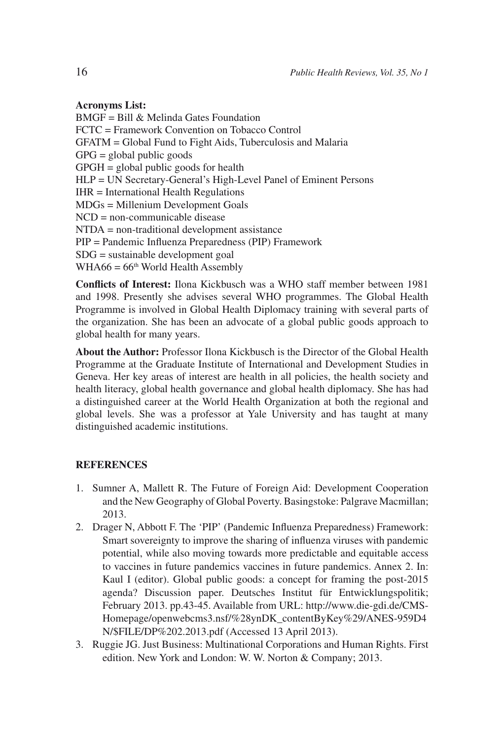**Acronyms List:**

BMGF = Bill & Melinda Gates Foundation
FCTC = Framework Convention on Tobacco Control
GFATM = Global Fund to Fight Aids, Tuberculosis and Malaria
GPG = global public goods
GPGH = global public goods for health
HLP = UN Secretary-General's High-Level Panel of Eminent Persons
IHR = International Health Regulations
MDGs = Millenium Development Goals
NCD = non-communicable disease
NTDA = non-traditional development assistance
PIP = Pandemic Influenza Preparedness (PIP) Framework
SDG = sustainable development goal
WHA66 = 66th World Health Assembly

**Conflicts of Interest:** Ilona Kickbusch was a WHO staff member between 1981 and 1998. Presently she advises several WHO programmes. The Global Health Programme is involved in Global Health Diplomacy training with several parts of the organization. She has been an advocate of a global public goods approach to global health for many years.

**About the Author:** Professor Ilona Kickbusch is the Director of the Global Health Programme at the Graduate Institute of International and Development Studies in Geneva. Her key areas of interest are health in all policies, the health society and health literacy, global health governance and global health diplomacy. She has had a distinguished career at the World Health Organization at both the regional and global levels. She was a professor at Yale University and has taught at many distinguished academic institutions.

## REFERENCES

1. Sumner A, Mallett R. The Future of Foreign Aid: Development Cooperation and the New Geography of Global Poverty. Basingstoke: Palgrave Macmillan; 2013.
2. Drager N, Abbott F. The 'PIP' (Pandemic Influenza Preparedness) Framework: Smart sovereignty to improve the sharing of influenza viruses with pandemic potential, while also moving towards more predictable and equitable access to vaccines in future pandemics vaccines in future pandemics. Annex 2. In: Kaul I (editor). Global public goods: a concept for framing the post-2015 agenda? Discussion paper. Deutsches Institut für Entwicklungspolitik; February 2013. pp.43-45. Available from URL: http://www.die-gdi.de/CMS-Homepage/openwebcms3.nsf/%28ynDK_contentByKey%29/ANES-959D4N/$FILE/DP%202.2013.pdf (Accessed 13 April 2013).
3. Ruggie JG. Just Business: Multinational Corporations and Human Rights. First edition. New York and London: W. W. Norton & Company; 2013.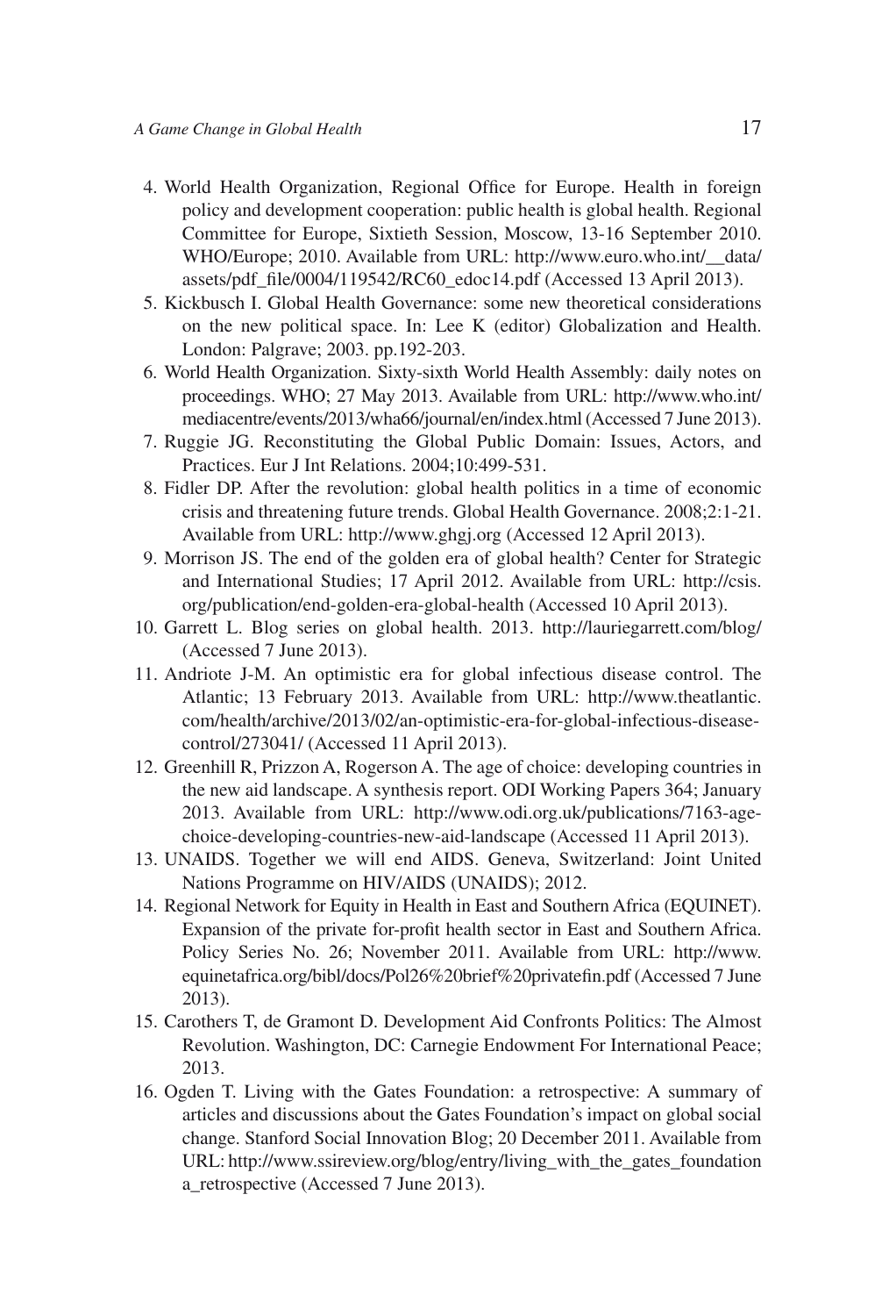4. World Health Organization, Regional Office for Europe. Health in foreign policy and development cooperation: public health is global health. Regional Committee for Europe, Sixtieth Session, Moscow, 13-16 September 2010. WHO/Europe; 2010. Available from URL: http://www.euro.who.int/__data/assets/pdf_file/0004/119542/RC60_edoc14.pdf (Accessed 13 April 2013).
5. Kickbusch I. Global Health Governance: some new theoretical considerations on the new political space. In: Lee K (editor) Globalization and Health. London: Palgrave; 2003. pp.192-203.
6. World Health Organization. Sixty-sixth World Health Assembly: daily notes on proceedings. WHO; 27 May 2013. Available from URL: http://www.who.int/mediacentre/events/2013/wha66/journal/en/index.html (Accessed 7 June 2013).
7. Ruggie JG. Reconstituting the Global Public Domain: Issues, Actors, and Practices. Eur J Int Relations. 2004;10:499-531.
8. Fidler DP. After the revolution: global health politics in a time of economic crisis and threatening future trends. Global Health Governance. 2008;2:1-21. Available from URL: http://www.ghgj.org (Accessed 12 April 2013).
9. Morrison JS. The end of the golden era of global health? Center for Strategic and International Studies; 17 April 2012. Available from URL: http://csis.org/publication/end-golden-era-global-health (Accessed 10 April 2013).
10. Garrett L. Blog series on global health. 2013. http://lauriegarrett.com/blog/ (Accessed 7 June 2013).
11. Andriote J-M. An optimistic era for global infectious disease control. The Atlantic; 13 February 2013. Available from URL: http://www.theatlantic.com/health/archive/2013/02/an-optimistic-era-for-global-infectious-disease-control/273041/ (Accessed 11 April 2013).
12. Greenhill R, Prizzon A, Rogerson A. The age of choice: developing countries in the new aid landscape. A synthesis report. ODI Working Papers 364; January 2013. Available from URL: http://www.odi.org.uk/publications/7163-age-choice-developing-countries-new-aid-landscape (Accessed 11 April 2013).
13. UNAIDS. Together we will end AIDS. Geneva, Switzerland: Joint United Nations Programme on HIV/AIDS (UNAIDS); 2012.
14. Regional Network for Equity in Health in East and Southern Africa (EQUINET). Expansion of the private for-profit health sector in East and Southern Africa. Policy Series No. 26; November 2011. Available from URL: http://www.equinetafrica.org/bibl/docs/Pol26%20brief%20privatefin.pdf (Accessed 7 June 2013).
15. Carothers T, de Gramont D. Development Aid Confronts Politics: The Almost Revolution. Washington, DC: Carnegie Endowment For International Peace; 2013.
16. Ogden T. Living with the Gates Foundation: a retrospective: A summary of articles and discussions about the Gates Foundation's impact on global social change. Stanford Social Innovation Blog; 20 December 2011. Available from URL: http://www.ssireview.org/blog/entry/living_with_the_gates_foundation a_retrospective (Accessed 7 June 2013).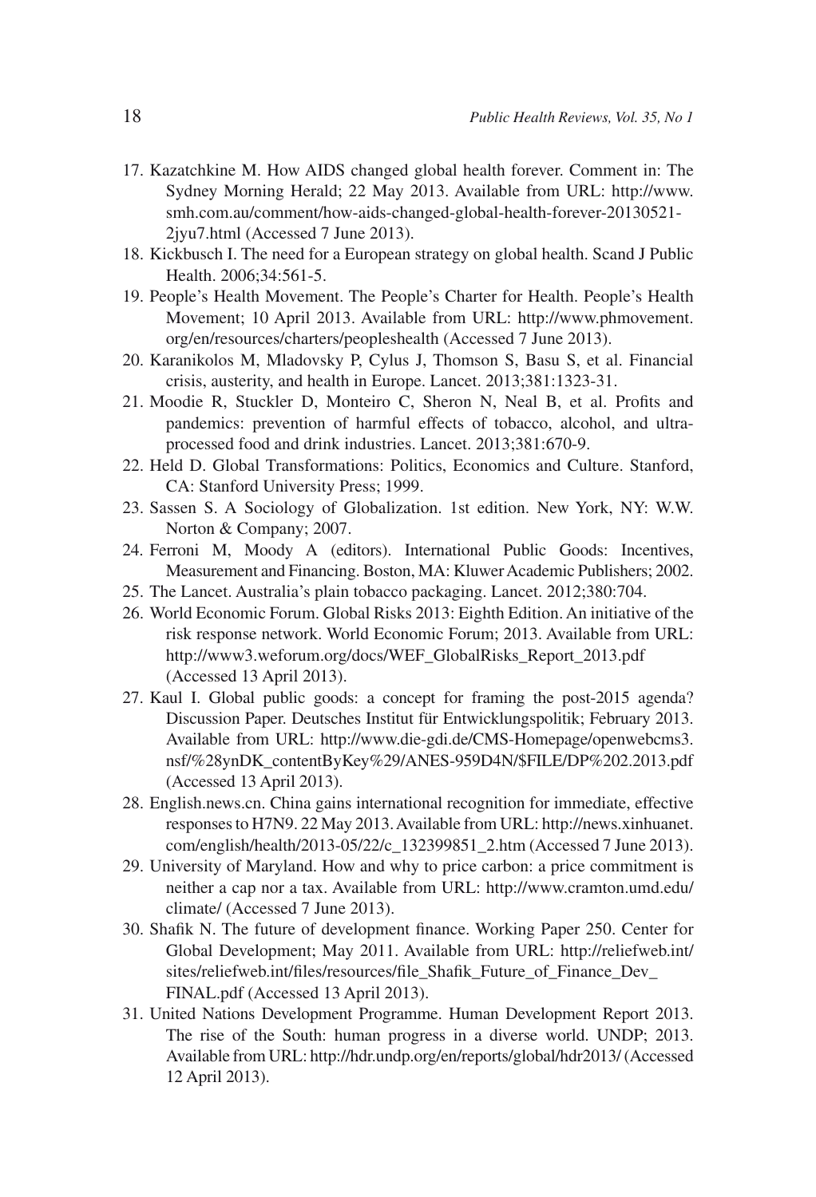17. Kazatchkine M. How AIDS changed global health forever. Comment in: The Sydney Morning Herald; 22 May 2013. Available from URL: http://www.smh.com.au/comment/how-aids-changed-global-health-forever-20130521-2jyu7.html (Accessed 7 June 2013).
18. Kickbusch I. The need for a European strategy on global health. Scand J Public Health. 2006;34:561-5.
19. People's Health Movement. The People's Charter for Health. People's Health Movement; 10 April 2013. Available from URL: http://www.phmovement.org/en/resources/charters/peopleshealth (Accessed 7 June 2013).
20. Karanikolos M, Mladovsky P, Cylus J, Thomson S, Basu S, et al. Financial crisis, austerity, and health in Europe. Lancet. 2013;381:1323-31.
21. Moodie R, Stuckler D, Monteiro C, Sheron N, Neal B, et al. Profits and pandemics: prevention of harmful effects of tobacco, alcohol, and ultra-processed food and drink industries. Lancet. 2013;381:670-9.
22. Held D. Global Transformations: Politics, Economics and Culture. Stanford, CA: Stanford University Press; 1999.
23. Sassen S. A Sociology of Globalization. 1st edition. New York, NY: W.W. Norton & Company; 2007.
24. Ferroni M, Moody A (editors). International Public Goods: Incentives, Measurement and Financing. Boston, MA: Kluwer Academic Publishers; 2002.
25. The Lancet. Australia's plain tobacco packaging. Lancet. 2012;380:704.
26. World Economic Forum. Global Risks 2013: Eighth Edition. An initiative of the risk response network. World Economic Forum; 2013. Available from URL: http://www3.weforum.org/docs/WEF_GlobalRisks_Report_2013.pdf (Accessed 13 April 2013).
27. Kaul I. Global public goods: a concept for framing the post-2015 agenda? Discussion Paper. Deutsches Institut für Entwicklungspolitik; February 2013. Available from URL: http://www.die-gdi.de/CMS-Homepage/openwebcms3.nsf/%28ynDK_contentByKey%29/ANES-959D4N/$FILE/DP%202.2013.pdf (Accessed 13 April 2013).
28. English.news.cn. China gains international recognition for immediate, effective responses to H7N9. 22 May 2013. Available from URL: http://news.xinhuanet.com/english/health/2013-05/22/c_132399851_2.htm (Accessed 7 June 2013).
29. University of Maryland. How and why to price carbon: a price commitment is neither a cap nor a tax. Available from URL: http://www.cramton.umd.edu/climate/ (Accessed 7 June 2013).
30. Shafik N. The future of development finance. Working Paper 250. Center for Global Development; May 2011. Available from URL: http://reliefweb.int/sites/reliefweb.int/files/resources/file_Shafik_Future_of_Finance_Dev_FINAL.pdf (Accessed 13 April 2013).
31. United Nations Development Programme. Human Development Report 2013. The rise of the South: human progress in a diverse world. UNDP; 2013. Available from URL: http://hdr.undp.org/en/reports/global/hdr2013/ (Accessed 12 April 2013).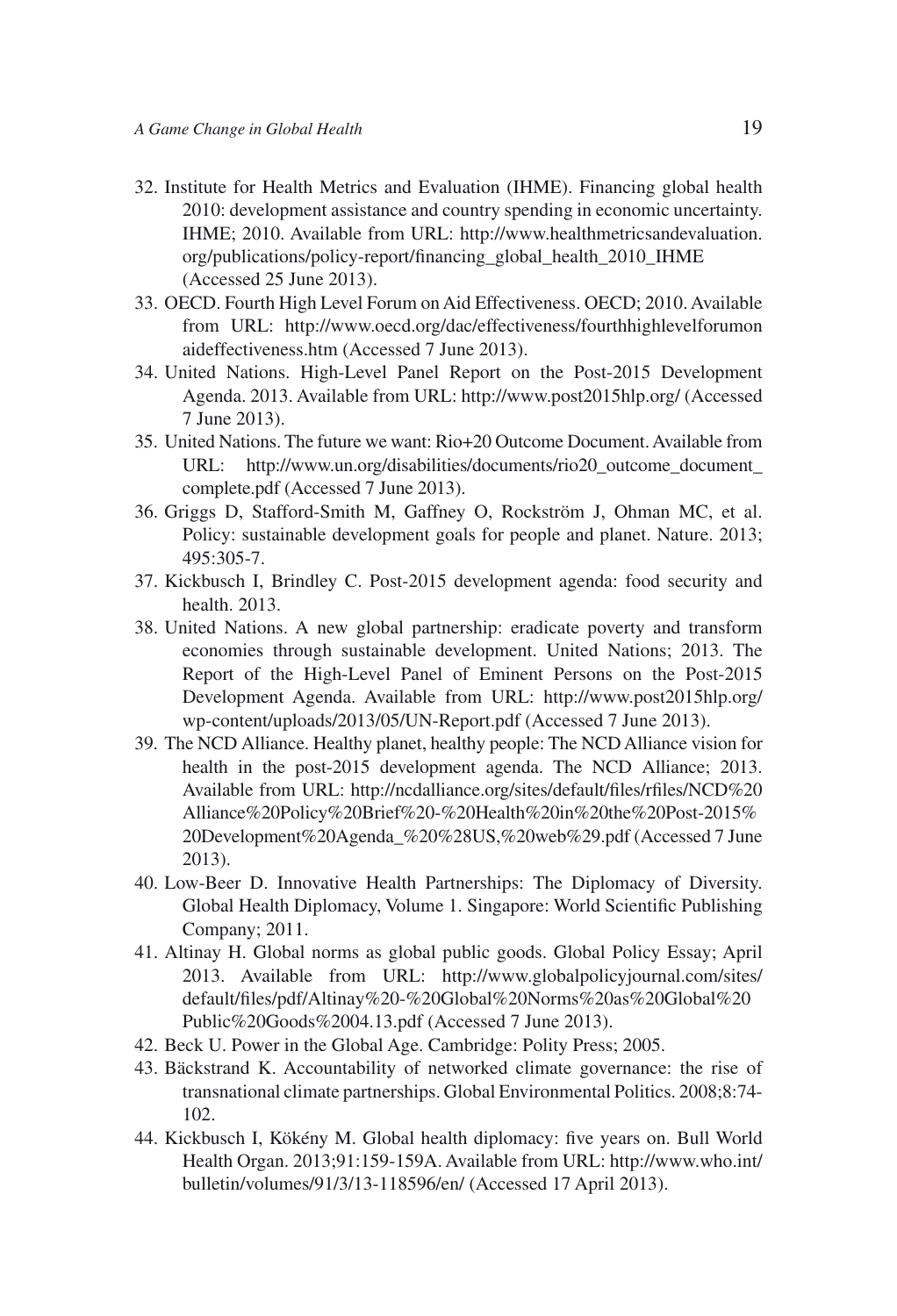32. Institute for Health Metrics and Evaluation (IHME). Financing global health 2010: development assistance and country spending in economic uncertainty. IHME; 2010. Available from URL: http://www.healthmetricsandevaluation.org/publications/policy-report/financing_global_health_2010_IHME (Accessed 25 June 2013).
33. OECD. Fourth High Level Forum on Aid Effectiveness. OECD; 2010. Available from URL: http://www.oecd.org/dac/effectiveness/fourthhighlevelforumonaideffectiveness.htm (Accessed 7 June 2013).
34. United Nations. High-Level Panel Report on the Post-2015 Development Agenda. 2013. Available from URL: http://www.post2015hlp.org/ (Accessed 7 June 2013).
35. United Nations. The future we want: Rio+20 Outcome Document. Available from URL: http://www.un.org/disabilities/documents/rio20_outcome_document_complete.pdf (Accessed 7 June 2013).
36. Griggs D, Stafford-Smith M, Gaffney O, Rockström J, Ohman MC, et al. Policy: sustainable development goals for people and planet. Nature. 2013;495:305-7.
37. Kickbusch I, Brindley C. Post-2015 development agenda: food security and health. 2013.
38. United Nations. A new global partnership: eradicate poverty and transform economies through sustainable development. United Nations; 2013. The Report of the High-Level Panel of Eminent Persons on the Post-2015 Development Agenda. Available from URL: http://www.post2015hlp.org/wp-content/uploads/2013/05/UN-Report.pdf (Accessed 7 June 2013).
39. The NCD Alliance. Healthy planet, healthy people: The NCD Alliance vision for health in the post-2015 development agenda. The NCD Alliance; 2013. Available from URL: http://ncdalliance.org/sites/default/files/rfiles/NCD%20Alliance%20Policy%20Brief%20-%20Health%20in%20the%20Post-2015%20Development%20Agenda_%20%28US,%20web%29.pdf (Accessed 7 June 2013).
40. Low-Beer D. Innovative Health Partnerships: The Diplomacy of Diversity. Global Health Diplomacy, Volume 1. Singapore: World Scientific Publishing Company; 2011.
41. Altinay H. Global norms as global public goods. Global Policy Essay; April 2013. Available from URL: http://www.globalpolicyjournal.com/sites/default/files/pdf/Altinay%20-%20Global%20Norms%20as%20Global%20Public%20Goods%2004.13.pdf (Accessed 7 June 2013).
42. Beck U. Power in the Global Age. Cambridge: Polity Press; 2005.
43. Bäckstrand K. Accountability of networked climate governance: the rise of transnational climate partnerships. Global Environmental Politics. 2008;8:74-102.
44. Kickbusch I, Kökény M. Global health diplomacy: five years on. Bull World Health Organ. 2013;91:159-159A. Available from URL: http://www.who.int/bulletin/volumes/91/3/13-118596/en/ (Accessed 17 April 2013).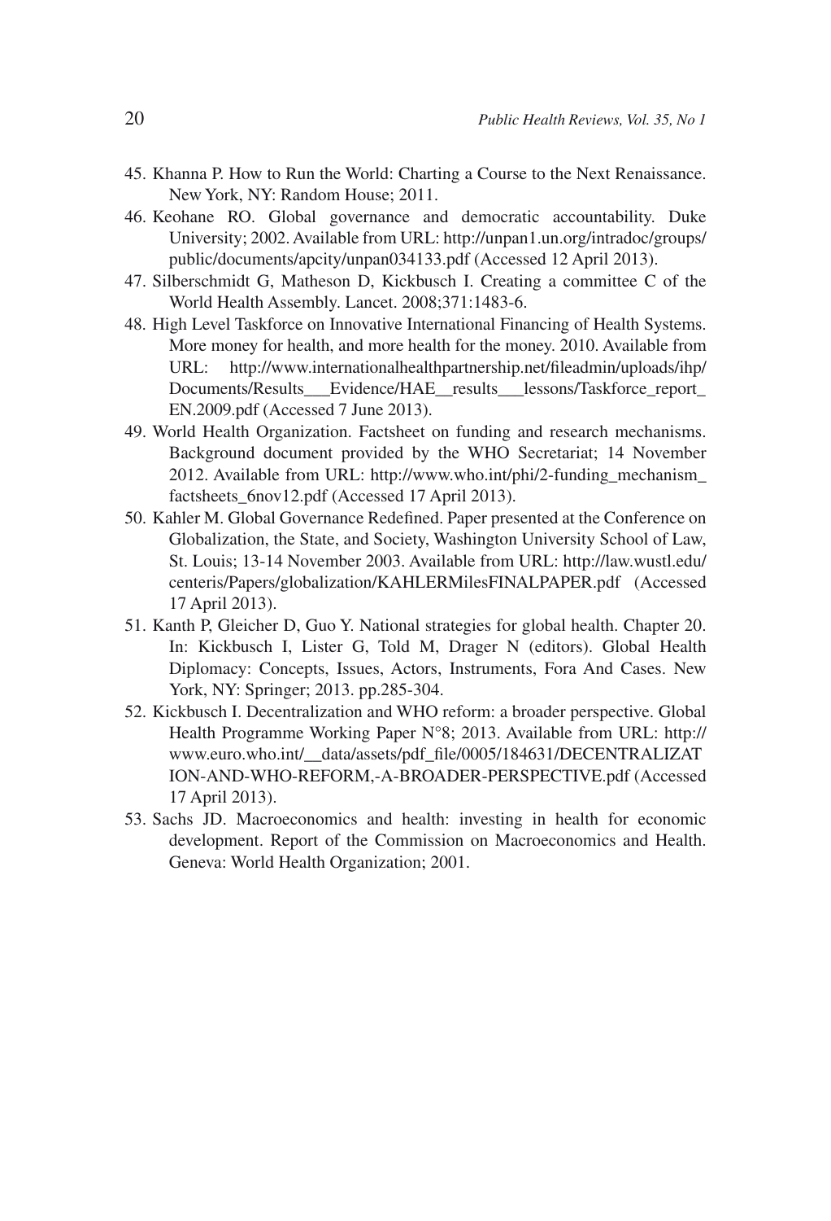45. Khanna P. How to Run the World: Charting a Course to the Next Renaissance. New York, NY: Random House; 2011.
46. Keohane RO. Global governance and democratic accountability. Duke University; 2002. Available from URL: http://unpan1.un.org/intradoc/groups/public/documents/apcity/unpan034133.pdf (Accessed 12 April 2013).
47. Silberschmidt G, Matheson D, Kickbusch I. Creating a committee C of the World Health Assembly. Lancet. 2008;371:1483-6.
48. High Level Taskforce on Innovative International Financing of Health Systems. More money for health, and more health for the money. 2010. Available from URL: http://www.internationalhealthpartnership.net/fileadmin/uploads/ihp/Documents/Results___Evidence/HAE__results___lessons/Taskforce_report_EN.2009.pdf (Accessed 7 June 2013).
49. World Health Organization. Factsheet on funding and research mechanisms. Background document provided by the WHO Secretariat; 14 November 2012. Available from URL: http://www.who.int/phi/2-funding_mechanism_factsheets_6nov12.pdf (Accessed 17 April 2013).
50. Kahler M. Global Governance Redefined. Paper presented at the Conference on Globalization, the State, and Society, Washington University School of Law, St. Louis; 13-14 November 2003. Available from URL: http://law.wustl.edu/centeris/Papers/globalization/KAHLERMilesFINALPAPER.pdf (Accessed 17 April 2013).
51. Kanth P, Gleicher D, Guo Y. National strategies for global health. Chapter 20. In: Kickbusch I, Lister G, Told M, Drager N (editors). Global Health Diplomacy: Concepts, Issues, Actors, Instruments, Fora And Cases. New York, NY: Springer; 2013. pp.285-304.
52. Kickbusch I. Decentralization and WHO reform: a broader perspective. Global Health Programme Working Paper N°8; 2013. Available from URL: http://www.euro.who.int/__data/assets/pdf_file/0005/184631/DECENTRALIZATION-AND-WHO-REFORM,-A-BROADER-PERSPECTIVE.pdf (Accessed 17 April 2013).
53. Sachs JD. Macroeconomics and health: investing in health for economic development. Report of the Commission on Macroeconomics and Health. Geneva: World Health Organization; 2001.